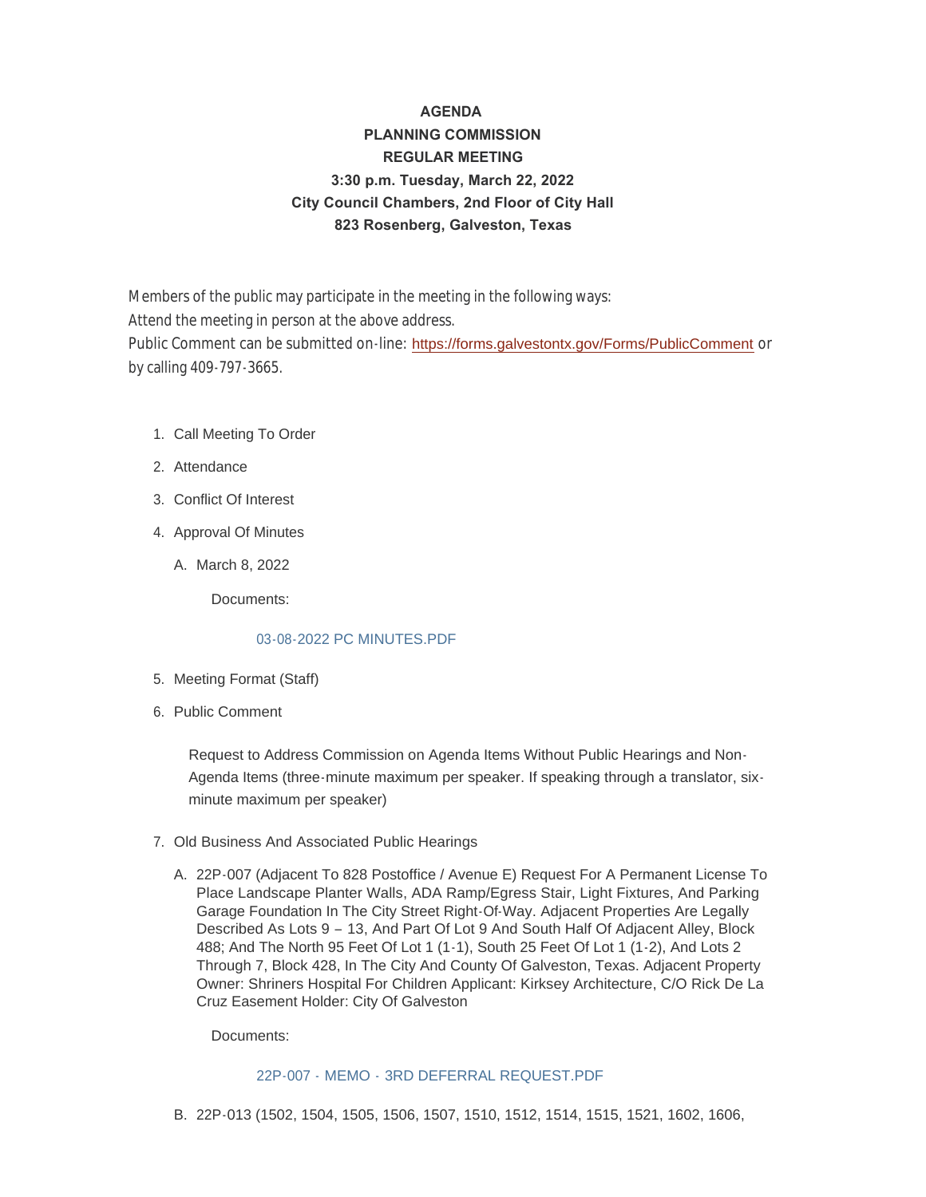**AGENDA**
**PLANNING COMMISSION**
**REGULAR MEETING**
**3:30 p.m. Tuesday, March 22, 2022**
**City Council Chambers, 2nd Floor of City Hall**
**823 Rosenberg, Galveston, Texas**

Members of the public may participate in the meeting in the following ways:
Attend the meeting in person at the above address.
Public Comment can be submitted on-line: https://forms.galvestontx.gov/Forms/PublicComment or by calling 409-797-3665.

1. Call Meeting To Order
2. Attendance
3. Conflict Of Interest
4. Approval Of Minutes
   A. March 8, 2022

      Documents:

      03-08-2022 PC MINUTES.PDF

5. Meeting Format (Staff)
6. Public Comment

   Request to Address Commission on Agenda Items Without Public Hearings and Non-Agenda Items (three-minute maximum per speaker. If speaking through a translator, six-minute maximum per speaker)

7. Old Business And Associated Public Hearings
   A. 22P-007 (Adjacent To 828 Postoffice / Avenue E) Request For A Permanent License To Place Landscape Planter Walls, ADA Ramp/Egress Stair, Light Fixtures, And Parking Garage Foundation In The City Street Right-Of-Way. Adjacent Properties Are Legally Described As Lots 9 – 13, And Part Of Lot 9 And South Half Of Adjacent Alley, Block 488; And The North 95 Feet Of Lot 1 (1-1), South 25 Feet Of Lot 1 (1-2), And Lots 2 Through 7, Block 428, In The City And County Of Galveston, Texas. Adjacent Property Owner: Shriners Hospital For Children Applicant: Kirksey Architecture, C/O Rick De La Cruz Easement Holder: City Of Galveston

      Documents:

      22P-007 - MEMO - 3RD DEFERRAL REQUEST.PDF

   B. 22P-013 (1502, 1504, 1505, 1506, 1507, 1510, 1512, 1514, 1515, 1521, 1602, 1606,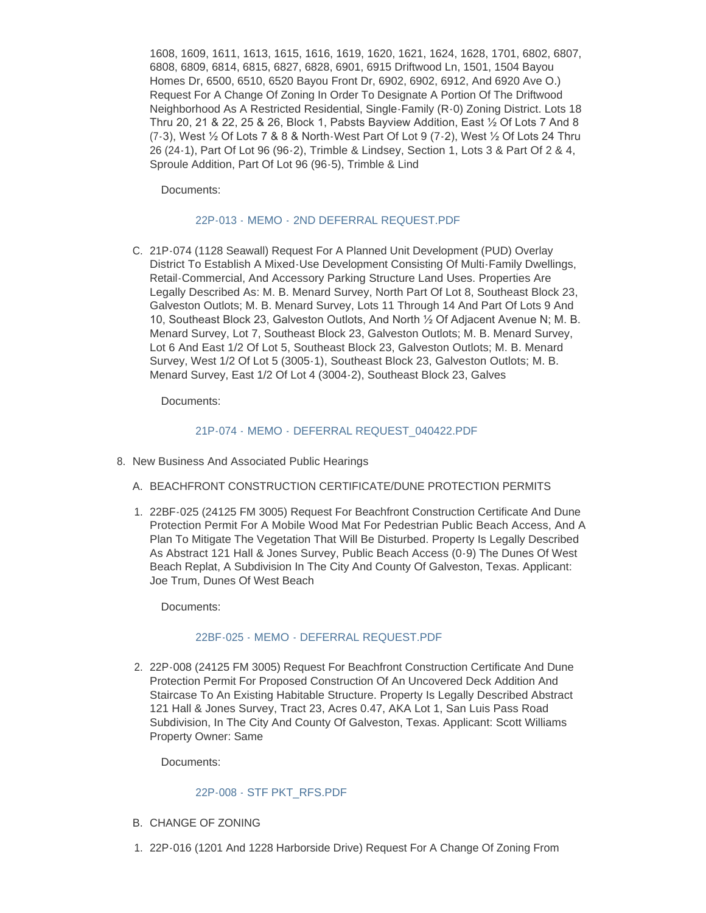1608, 1609, 1611, 1613, 1615, 1616, 1619, 1620, 1621, 1624, 1628, 1701, 6802, 6807, 6808, 6809, 6814, 6815, 6827, 6828, 6901, 6915 Driftwood Ln, 1501, 1504 Bayou Homes Dr, 6500, 6510, 6520 Bayou Front Dr, 6902, 6902, 6912, And 6920 Ave O.) Request For A Change Of Zoning In Order To Designate A Portion Of The Driftwood Neighborhood As A Restricted Residential, Single-Family (R-0) Zoning District. Lots 18 Thru 20, 21 & 22, 25 & 26, Block 1, Pabsts Bayview Addition, East ½ Of Lots 7 And 8 (7-3), West ½ Of Lots 7 & 8 & North-West Part Of Lot 9 (7-2), West ½ Of Lots 24 Thru 26 (24-1), Part Of Lot 96 (96-2), Trimble & Lindsey, Section 1, Lots 3 & Part Of 2 & 4, Sproule Addition, Part Of Lot 96 (96-5), Trimble & Lind

Documents:

22P-013 - MEMO - 2ND DEFERRAL REQUEST.PDF

C. 21P-074 (1128 Seawall) Request For A Planned Unit Development (PUD) Overlay District To Establish A Mixed-Use Development Consisting Of Multi-Family Dwellings, Retail-Commercial, And Accessory Parking Structure Land Uses. Properties Are Legally Described As: M. B. Menard Survey, North Part Of Lot 8, Southeast Block 23, Galveston Outlots; M. B. Menard Survey, Lots 11 Through 14 And Part Of Lots 9 And 10, Southeast Block 23, Galveston Outlots, And North ½ Of Adjacent Avenue N; M. B. Menard Survey, Lot 7, Southeast Block 23, Galveston Outlots; M. B. Menard Survey, Lot 6 And East 1/2 Of Lot 5, Southeast Block 23, Galveston Outlots; M. B. Menard Survey, West 1/2 Of Lot 5 (3005-1), Southeast Block 23, Galveston Outlots; M. B. Menard Survey, East 1/2 Of Lot 4 (3004-2), Southeast Block 23, Galves

Documents:

21P-074 - MEMO - DEFERRAL REQUEST_040422.PDF

8. New Business And Associated Public Hearings

A. BEACHFRONT CONSTRUCTION CERTIFICATE/DUNE PROTECTION PERMITS

1. 22BF-025 (24125 FM 3005) Request For Beachfront Construction Certificate And Dune Protection Permit For A Mobile Wood Mat For Pedestrian Public Beach Access, And A Plan To Mitigate The Vegetation That Will Be Disturbed. Property Is Legally Described As Abstract 121 Hall & Jones Survey, Public Beach Access (0-9) The Dunes Of West Beach Replat, A Subdivision In The City And County Of Galveston, Texas. Applicant: Joe Trum, Dunes Of West Beach

Documents:

22BF-025 - MEMO - DEFERRAL REQUEST.PDF

2. 22P-008 (24125 FM 3005) Request For Beachfront Construction Certificate And Dune Protection Permit For Proposed Construction Of An Uncovered Deck Addition And Staircase To An Existing Habitable Structure. Property Is Legally Described Abstract 121 Hall & Jones Survey, Tract 23, Acres 0.47, AKA Lot 1, San Luis Pass Road Subdivision, In The City And County Of Galveston, Texas. Applicant: Scott Williams Property Owner: Same

Documents:

22P-008 - STF PKT_RFS.PDF

B. CHANGE OF ZONING

1. 22P-016 (1201 And 1228 Harborside Drive) Request For A Change Of Zoning From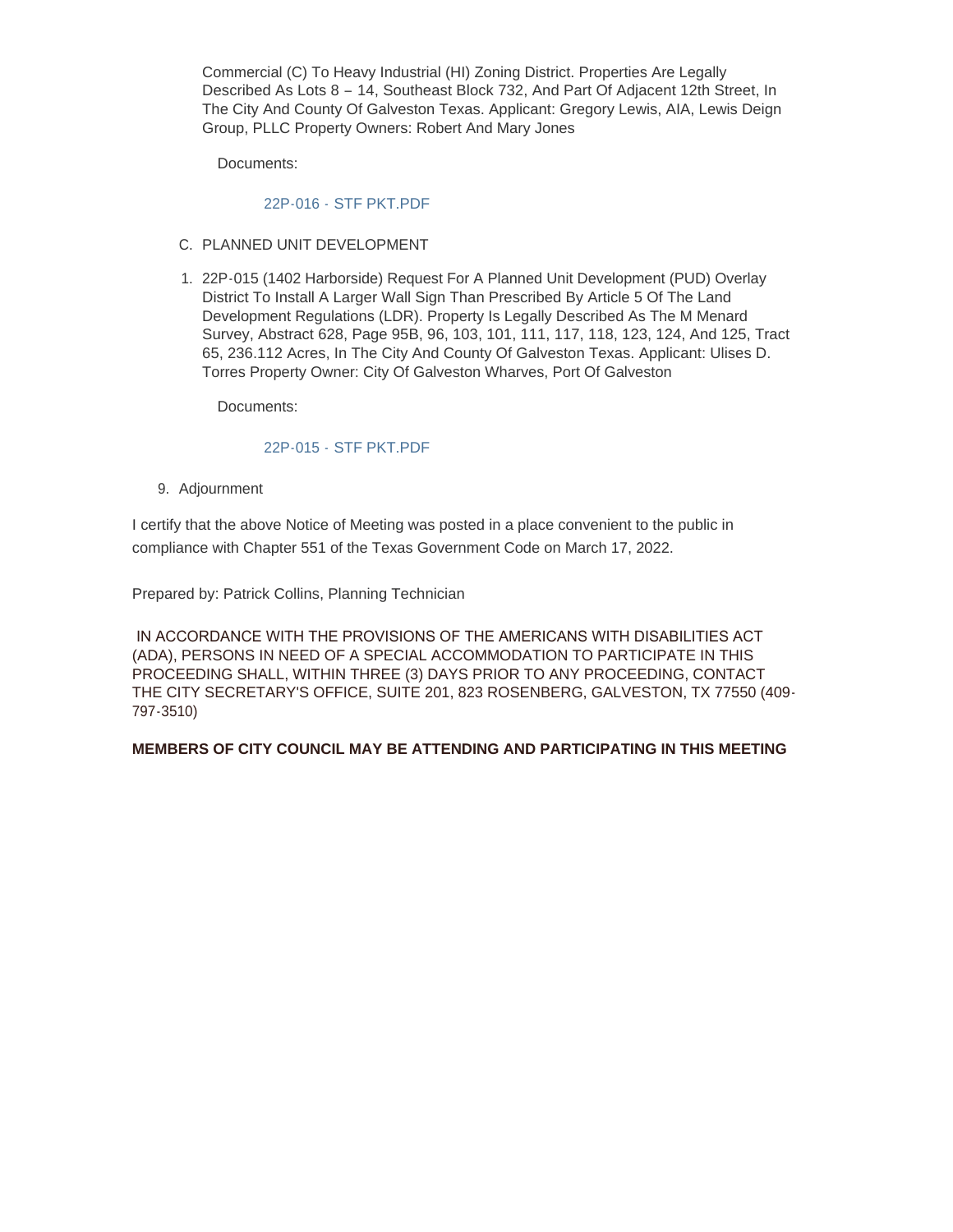Commercial (C) To Heavy Industrial (HI) Zoning District. Properties Are Legally Described As Lots 8 – 14, Southeast Block 732, And Part Of Adjacent 12th Street, In The City And County Of Galveston Texas. Applicant: Gregory Lewis, AIA, Lewis Deign Group, PLLC Property Owners: Robert And Mary Jones

Documents:

22P-016 - STF PKT.PDF

C. PLANNED UNIT DEVELOPMENT

1. 22P-015 (1402 Harborside) Request For A Planned Unit Development (PUD) Overlay District To Install A Larger Wall Sign Than Prescribed By Article 5 Of The Land Development Regulations (LDR). Property Is Legally Described As The M Menard Survey, Abstract 628, Page 95B, 96, 103, 101, 111, 117, 118, 123, 124, And 125, Tract 65, 236.112 Acres, In The City And County Of Galveston Texas. Applicant: Ulises D. Torres Property Owner: City Of Galveston Wharves, Port Of Galveston

Documents:

22P-015 - STF PKT.PDF

9. Adjournment

I certify that the above Notice of Meeting was posted in a place convenient to the public in compliance with Chapter 551 of the Texas Government Code on March 17, 2022.

Prepared by: Patrick Collins, Planning Technician

IN ACCORDANCE WITH THE PROVISIONS OF THE AMERICANS WITH DISABILITIES ACT (ADA), PERSONS IN NEED OF A SPECIAL ACCOMMODATION TO PARTICIPATE IN THIS PROCEEDING SHALL, WITHIN THREE (3) DAYS PRIOR TO ANY PROCEEDING, CONTACT THE CITY SECRETARY'S OFFICE, SUITE 201, 823 ROSENBERG, GALVESTON, TX 77550 (409-797-3510)

**MEMBERS OF CITY COUNCIL MAY BE ATTENDING AND PARTICIPATING IN THIS MEETING**